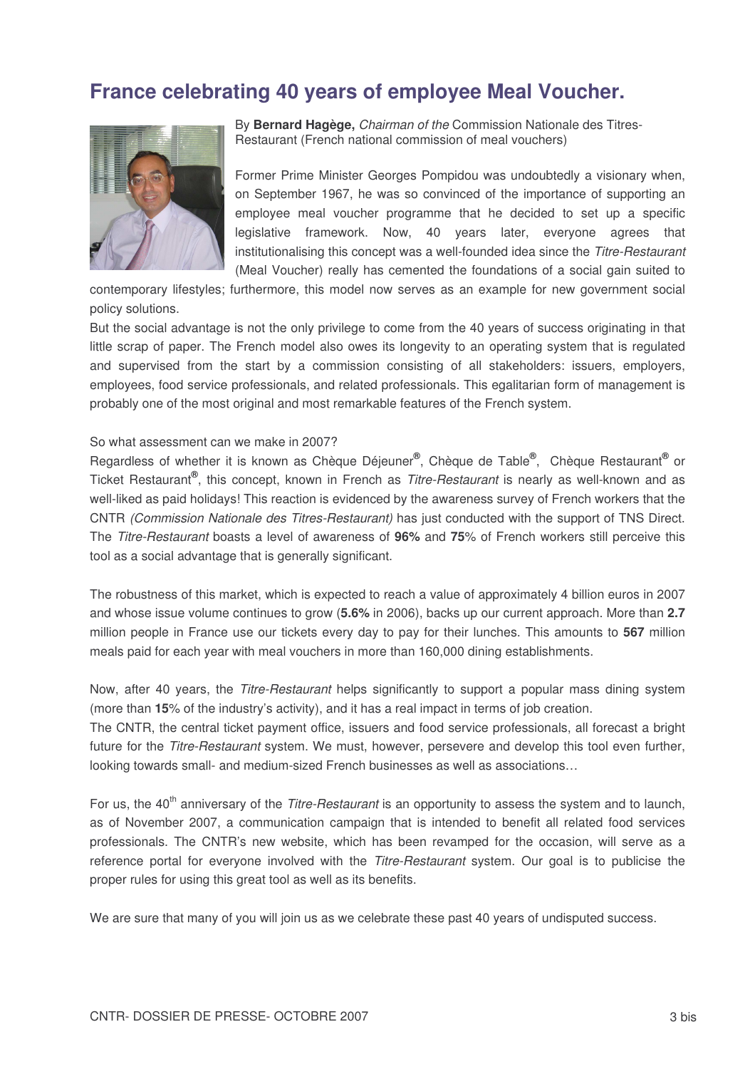# France celebrating 40 years of employee Meal Voucher.

By **Bernard Hagège,** *Chairman of the* Commission Nationale des Titres-Restaurant (French national commission of meal vouchers)

Former Prime Minister Georges Pompidou was undoubtedly a visionary when, on September 1967, he was so convinced of the importance of supporting an employee meal voucher programme that he decided to set up a specific legislative framework. Now, 40 years later, everyone agrees that institutionalising this concept was a well-founded idea since the *Titre-Restaurant* (Meal Voucher) really has cemented the foundations of a social gain suited to contemporary lifestyles; furthermore, this model now serves as an example for new government social policy solutions.

But the social advantage is not the only privilege to come from the 40 years of success originating in that little scrap of paper. The French model also owes its longevity to an operating system that is regulated and supervised from the start by a commission consisting of all stakeholders: issuers, employers, employees, food service professionals, and related professionals. This egalitarian form of management is probably one of the most original and most remarkable features of the French system.

So what assessment can we make in 2007?

Regardless of whether it is known as Chèque Déjeuner®, Chèque de Table®, Chèque Restaurant® or Ticket Restaurant®, this concept, known in French as *Titre-Restaurant* is nearly as well-known and as well-liked as paid holidays! This reaction is evidenced by the awareness survey of French workers that the CNTR *(Commission Nationale des Titres-Restaurant)* has just conducted with the support of TNS Direct. The *Titre-Restaurant* boasts a level of awareness of **96%** and **75**% of French workers still perceive this tool as a social advantage that is generally significant.

The robustness of this market, which is expected to reach a value of approximately 4 billion euros in 2007 and whose issue volume continues to grow (**5.6%** in 2006), backs up our current approach. More than **2.7** million people in France use our tickets every day to pay for their lunches. This amounts to **567** million meals paid for each year with meal vouchers in more than 160,000 dining establishments.

Now, after 40 years, the *Titre-Restaurant* helps significantly to support a popular mass dining system (more than **15**% of the industry's activity), and it has a real impact in terms of job creation.

The CNTR, the central ticket payment office, issuers and food service professionals, all forecast a bright future for the *Titre-Restaurant* system. We must, however, persevere and develop this tool even further, looking towards small- and medium-sized French businesses as well as associations…

For us, the 40th anniversary of the *Titre-Restaurant* is an opportunity to assess the system and to launch, as of November 2007, a communication campaign that is intended to benefit all related food services professionals. The CNTR's new website, which has been revamped for the occasion, will serve as a reference portal for everyone involved with the *Titre-Restaurant* system. Our goal is to publicise the proper rules for using this great tool as well as its benefits.

We are sure that many of you will join us as we celebrate these past 40 years of undisputed success.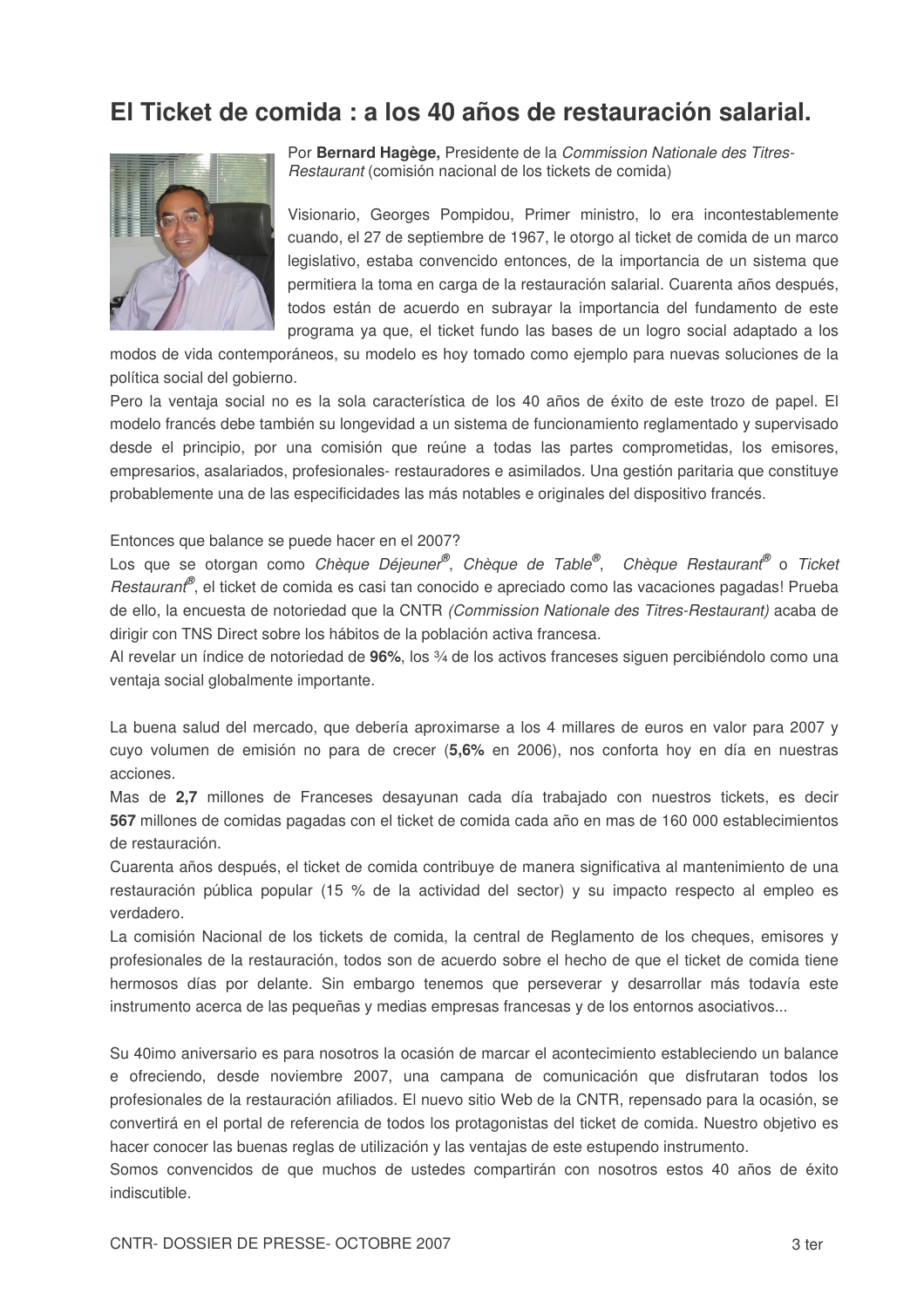# El Ticket de comida : a los 40 años de restauración salarial.

Por **Bernard Hagège,** Presidente de la *Commission Nationale des Titres-Restaurant* (comisión nacional de los tickets de comida)

Visionario, Georges Pompidou, Primer ministro, lo era incontestablemente cuando, el 27 de septiembre de 1967, le otorgo al ticket de comida de un marco legislativo, estaba convencido entonces, de la importancia de un sistema que permitiera la toma en carga de la restauración salarial. Cuarenta años después, todos están de acuerdo en subrayar la importancia del fundamento de este programa ya que, el ticket fundo las bases de un logro social adaptado a los modos de vida contemporáneos, su modelo es hoy tomado como ejemplo para nuevas soluciones de la política social del gobierno.

Pero la ventaja social no es la sola característica de los 40 años de éxito de este trozo de papel. El modelo francés debe también su longevidad a un sistema de funcionamiento reglamentado y supervisado desde el principio, por una comisión que reúne a todas las partes comprometidas, los emisores, empresarios, asalariados, profesionales- restauradores e asimilados. Una gestión paritaria que constituye probablemente una de las especificidades las más notables e originales del dispositivo francés.

Entonces que balance se puede hacer en el 2007?

Los que se otorgan como *Chèque Déjeuner®*, *Chèque de Table®*, *Chèque Restaurant®* o *Ticket Restaurant®*, el ticket de comida es casi tan conocido e apreciado como las vacaciones pagadas! Prueba de ello, la encuesta de notoriedad que la CNTR *(Commission Nationale des Titres-Restaurant)* acaba de dirigir con TNS Direct sobre los hábitos de la población activa francesa.

Al revelar un índice de notoriedad de **96%**, los ¾ de los activos franceses siguen percibiéndolo como una ventaja social globalmente importante.

La buena salud del mercado, que debería aproximarse a los 4 millares de euros en valor para 2007 y cuyo volumen de emisión no para de crecer (**5,6%** en 2006), nos conforta hoy en día en nuestras acciones.

Mas de **2,7** millones de Franceses desayunan cada día trabajado con nuestros tickets, es decir **567** millones de comidas pagadas con el ticket de comida cada año en mas de 160 000 establecimientos de restauración.

Cuarenta años después, el ticket de comida contribuye de manera significativa al mantenimiento de una restauración pública popular (15 % de la actividad del sector) y su impacto respecto al empleo es verdadero.

La comisión Nacional de los tickets de comida, la central de Reglamento de los cheques, emisores y profesionales de la restauración, todos son de acuerdo sobre el hecho de que el ticket de comida tiene hermosos días por delante. Sin embargo tenemos que perseverar y desarrollar más todavía este instrumento acerca de las pequeñas y medias empresas francesas y de los entornos asociativos...

Su 40imo aniversario es para nosotros la ocasión de marcar el acontecimiento estableciendo un balance e ofreciendo, desde noviembre 2007, una campana de comunicación que disfrutaran todos los profesionales de la restauración afiliados. El nuevo sitio Web de la CNTR, repensado para la ocasión, se convertirá en el portal de referencia de todos los protagonistas del ticket de comida. Nuestro objetivo es hacer conocer las buenas reglas de utilización y las ventajas de este estupendo instrumento.

Somos convencidos de que muchos de ustedes compartirán con nosotros estos 40 años de éxito indiscutible.